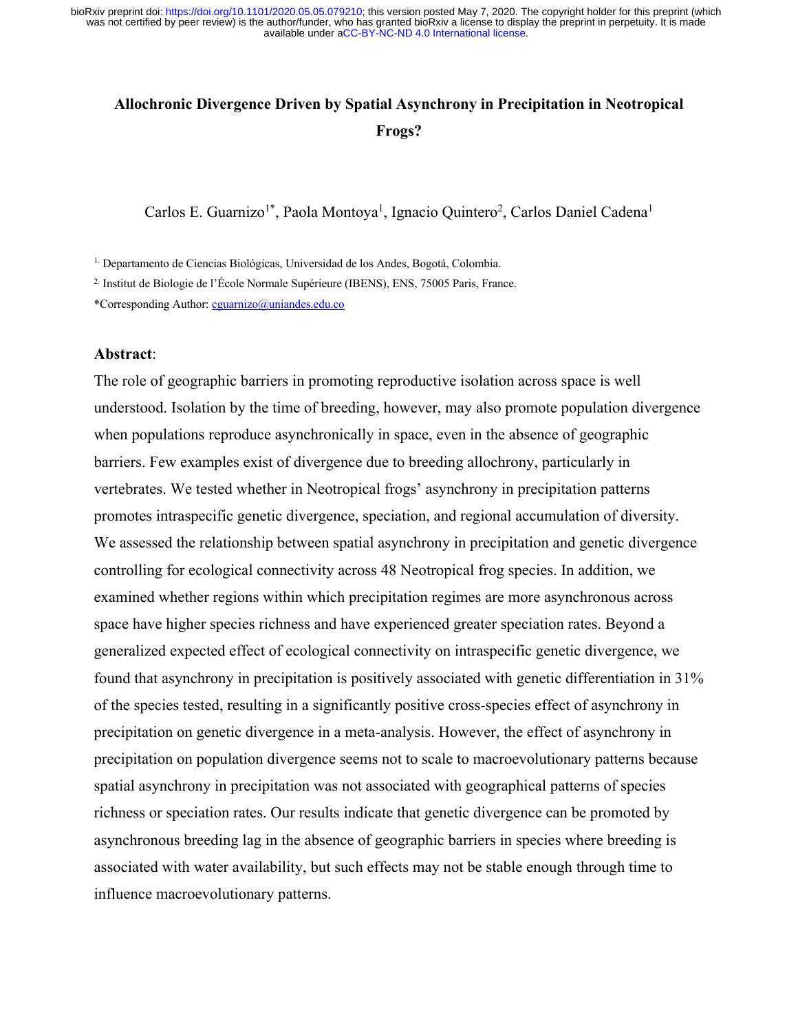# Allochronic Divergence Driven by Spatial Asynchrony in Precipitation in Neotropical Frogs?

Carlos E. Guarnizo[1*], Paola Montoya[1], Ignacio Quintero[2], Carlos Daniel Cadena[1]

[1] Departamento de Ciencias Biológicas, Universidad de los Andes, Bogotá, Colombia.

[2] Institut de Biologie de l'École Normale Supérieure (IBENS), ENS, 75005 Paris, France.

*Corresponding Author: cguarnizo@uniandes.edu.co

**Abstract**:

The role of geographic barriers in promoting reproductive isolation across space is well understood. Isolation by the time of breeding, however, may also promote population divergence when populations reproduce asynchronically in space, even in the absence of geographic barriers. Few examples exist of divergence due to breeding allochrony, particularly in vertebrates. We tested whether in Neotropical frogs' asynchrony in precipitation patterns promotes intraspecific genetic divergence, speciation, and regional accumulation of diversity. We assessed the relationship between spatial asynchrony in precipitation and genetic divergence controlling for ecological connectivity across 48 Neotropical frog species. In addition, we examined whether regions within which precipitation regimes are more asynchronous across space have higher species richness and have experienced greater speciation rates. Beyond a generalized expected effect of ecological connectivity on intraspecific genetic divergence, we found that asynchrony in precipitation is positively associated with genetic differentiation in 31% of the species tested, resulting in a significantly positive cross-species effect of asynchrony in precipitation on genetic divergence in a meta-analysis. However, the effect of asynchrony in precipitation on population divergence seems not to scale to macroevolutionary patterns because spatial asynchrony in precipitation was not associated with geographical patterns of species richness or speciation rates. Our results indicate that genetic divergence can be promoted by asynchronous breeding lag in the absence of geographic barriers in species where breeding is associated with water availability, but such effects may not be stable enough through time to influence macroevolutionary patterns.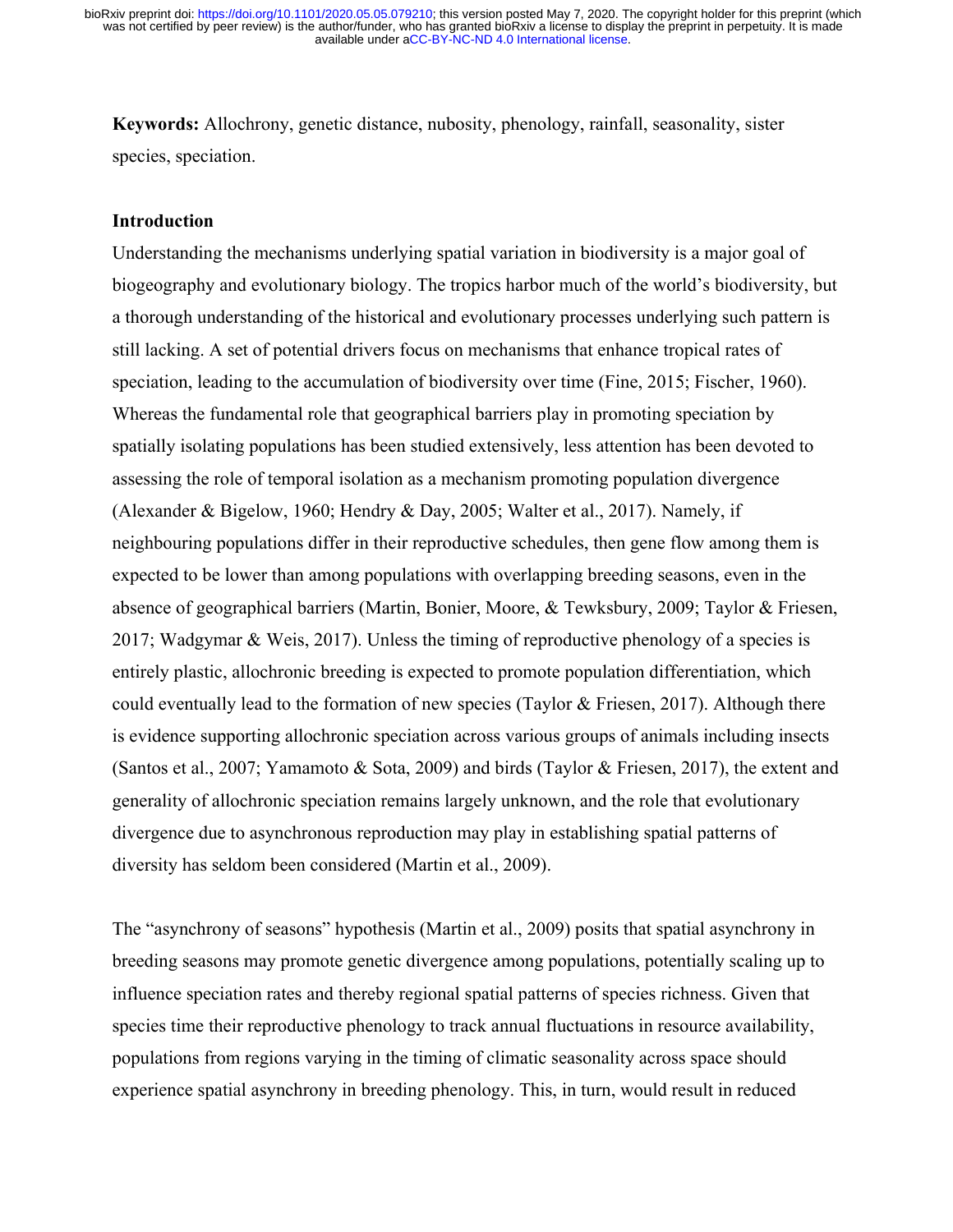**Keywords:** Allochrony, genetic distance, nubosity, phenology, rainfall, seasonality, sister species, speciation.

## Introduction

Understanding the mechanisms underlying spatial variation in biodiversity is a major goal of biogeography and evolutionary biology. The tropics harbor much of the world's biodiversity, but a thorough understanding of the historical and evolutionary processes underlying such pattern is still lacking. A set of potential drivers focus on mechanisms that enhance tropical rates of speciation, leading to the accumulation of biodiversity over time (Fine, 2015; Fischer, 1960). Whereas the fundamental role that geographical barriers play in promoting speciation by spatially isolating populations has been studied extensively, less attention has been devoted to assessing the role of temporal isolation as a mechanism promoting population divergence (Alexander & Bigelow, 1960; Hendry & Day, 2005; Walter et al., 2017). Namely, if neighbouring populations differ in their reproductive schedules, then gene flow among them is expected to be lower than among populations with overlapping breeding seasons, even in the absence of geographical barriers (Martin, Bonier, Moore, & Tewksbury, 2009; Taylor & Friesen, 2017; Wadgymar & Weis, 2017). Unless the timing of reproductive phenology of a species is entirely plastic, allochronic breeding is expected to promote population differentiation, which could eventually lead to the formation of new species (Taylor & Friesen, 2017). Although there is evidence supporting allochronic speciation across various groups of animals including insects (Santos et al., 2007; Yamamoto & Sota, 2009) and birds (Taylor & Friesen, 2017), the extent and generality of allochronic speciation remains largely unknown, and the role that evolutionary divergence due to asynchronous reproduction may play in establishing spatial patterns of diversity has seldom been considered (Martin et al., 2009).

The "asynchrony of seasons" hypothesis (Martin et al., 2009) posits that spatial asynchrony in breeding seasons may promote genetic divergence among populations, potentially scaling up to influence speciation rates and thereby regional spatial patterns of species richness. Given that species time their reproductive phenology to track annual fluctuations in resource availability, populations from regions varying in the timing of climatic seasonality across space should experience spatial asynchrony in breeding phenology. This, in turn, would result in reduced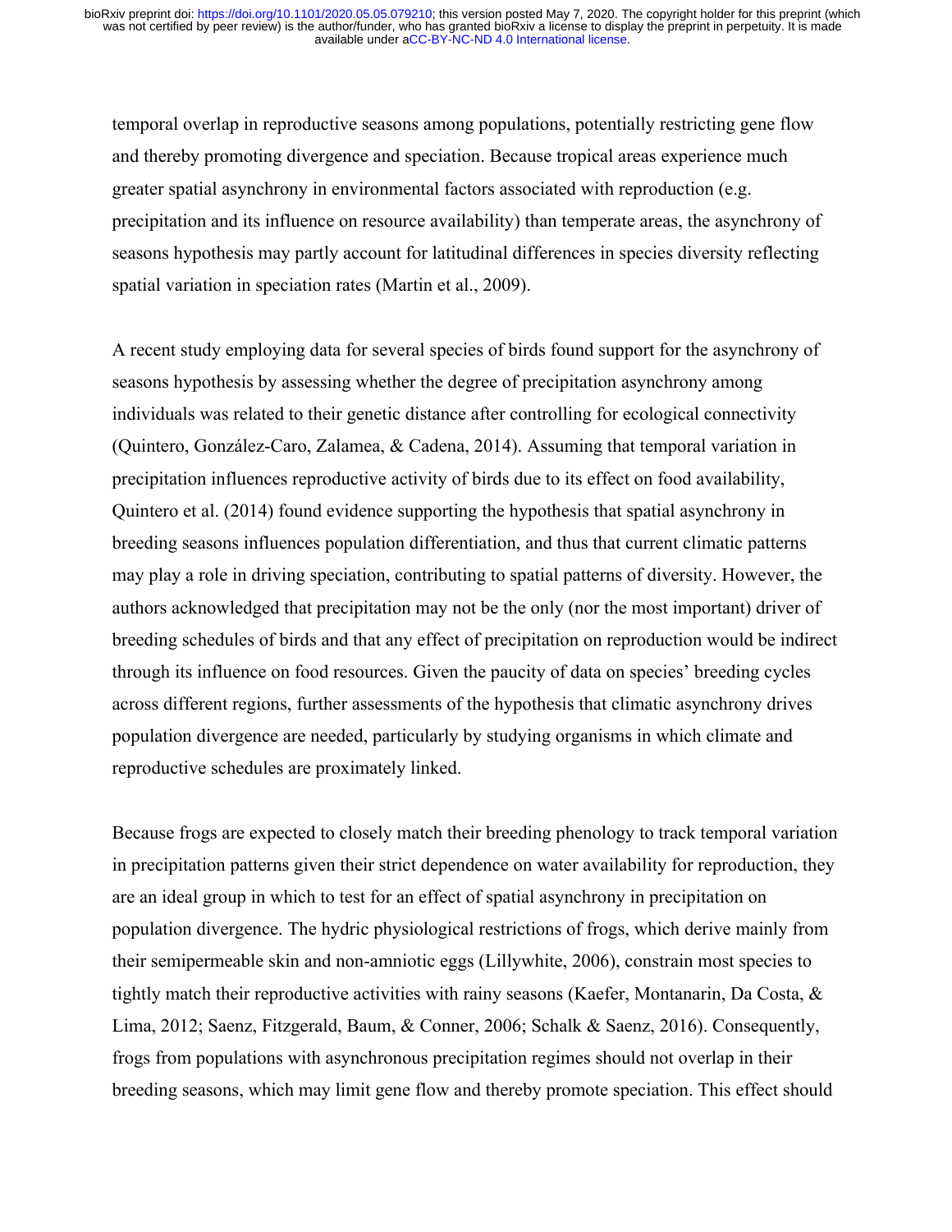temporal overlap in reproductive seasons among populations, potentially restricting gene flow and thereby promoting divergence and speciation. Because tropical areas experience much greater spatial asynchrony in environmental factors associated with reproduction (e.g. precipitation and its influence on resource availability) than temperate areas, the asynchrony of seasons hypothesis may partly account for latitudinal differences in species diversity reflecting spatial variation in speciation rates (Martin et al., 2009).

A recent study employing data for several species of birds found support for the asynchrony of seasons hypothesis by assessing whether the degree of precipitation asynchrony among individuals was related to their genetic distance after controlling for ecological connectivity (Quintero, González-Caro, Zalamea, & Cadena, 2014). Assuming that temporal variation in precipitation influences reproductive activity of birds due to its effect on food availability, Quintero et al. (2014) found evidence supporting the hypothesis that spatial asynchrony in breeding seasons influences population differentiation, and thus that current climatic patterns may play a role in driving speciation, contributing to spatial patterns of diversity. However, the authors acknowledged that precipitation may not be the only (nor the most important) driver of breeding schedules of birds and that any effect of precipitation on reproduction would be indirect through its influence on food resources. Given the paucity of data on species' breeding cycles across different regions, further assessments of the hypothesis that climatic asynchrony drives population divergence are needed, particularly by studying organisms in which climate and reproductive schedules are proximately linked.

Because frogs are expected to closely match their breeding phenology to track temporal variation in precipitation patterns given their strict dependence on water availability for reproduction, they are an ideal group in which to test for an effect of spatial asynchrony in precipitation on population divergence. The hydric physiological restrictions of frogs, which derive mainly from their semipermeable skin and non-amniotic eggs (Lillywhite, 2006), constrain most species to tightly match their reproductive activities with rainy seasons (Kaefer, Montanarin, Da Costa, & Lima, 2012; Saenz, Fitzgerald, Baum, & Conner, 2006; Schalk & Saenz, 2016). Consequently, frogs from populations with asynchronous precipitation regimes should not overlap in their breeding seasons, which may limit gene flow and thereby promote speciation. This effect should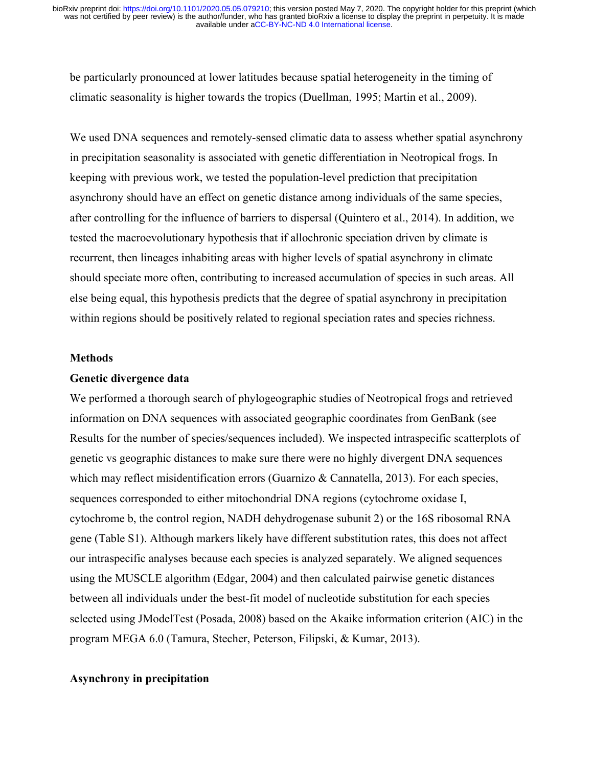be particularly pronounced at lower latitudes because spatial heterogeneity in the timing of climatic seasonality is higher towards the tropics (Duellman, 1995; Martin et al., 2009).

We used DNA sequences and remotely-sensed climatic data to assess whether spatial asynchrony in precipitation seasonality is associated with genetic differentiation in Neotropical frogs. In keeping with previous work, we tested the population-level prediction that precipitation asynchrony should have an effect on genetic distance among individuals of the same species, after controlling for the influence of barriers to dispersal (Quintero et al., 2014). In addition, we tested the macroevolutionary hypothesis that if allochronic speciation driven by climate is recurrent, then lineages inhabiting areas with higher levels of spatial asynchrony in climate should speciate more often, contributing to increased accumulation of species in such areas. All else being equal, this hypothesis predicts that the degree of spatial asynchrony in precipitation within regions should be positively related to regional speciation rates and species richness.

## Methods

### Genetic divergence data

We performed a thorough search of phylogeographic studies of Neotropical frogs and retrieved information on DNA sequences with associated geographic coordinates from GenBank (see Results for the number of species/sequences included). We inspected intraspecific scatterplots of genetic vs geographic distances to make sure there were no highly divergent DNA sequences which may reflect misidentification errors (Guarnizo & Cannatella, 2013). For each species, sequences corresponded to either mitochondrial DNA regions (cytochrome oxidase I, cytochrome b, the control region, NADH dehydrogenase subunit 2) or the 16S ribosomal RNA gene (Table S1). Although markers likely have different substitution rates, this does not affect our intraspecific analyses because each species is analyzed separately. We aligned sequences using the MUSCLE algorithm (Edgar, 2004) and then calculated pairwise genetic distances between all individuals under the best-fit model of nucleotide substitution for each species selected using JModelTest (Posada, 2008) based on the Akaike information criterion (AIC) in the program MEGA 6.0 (Tamura, Stecher, Peterson, Filipski, & Kumar, 2013).

### Asynchrony in precipitation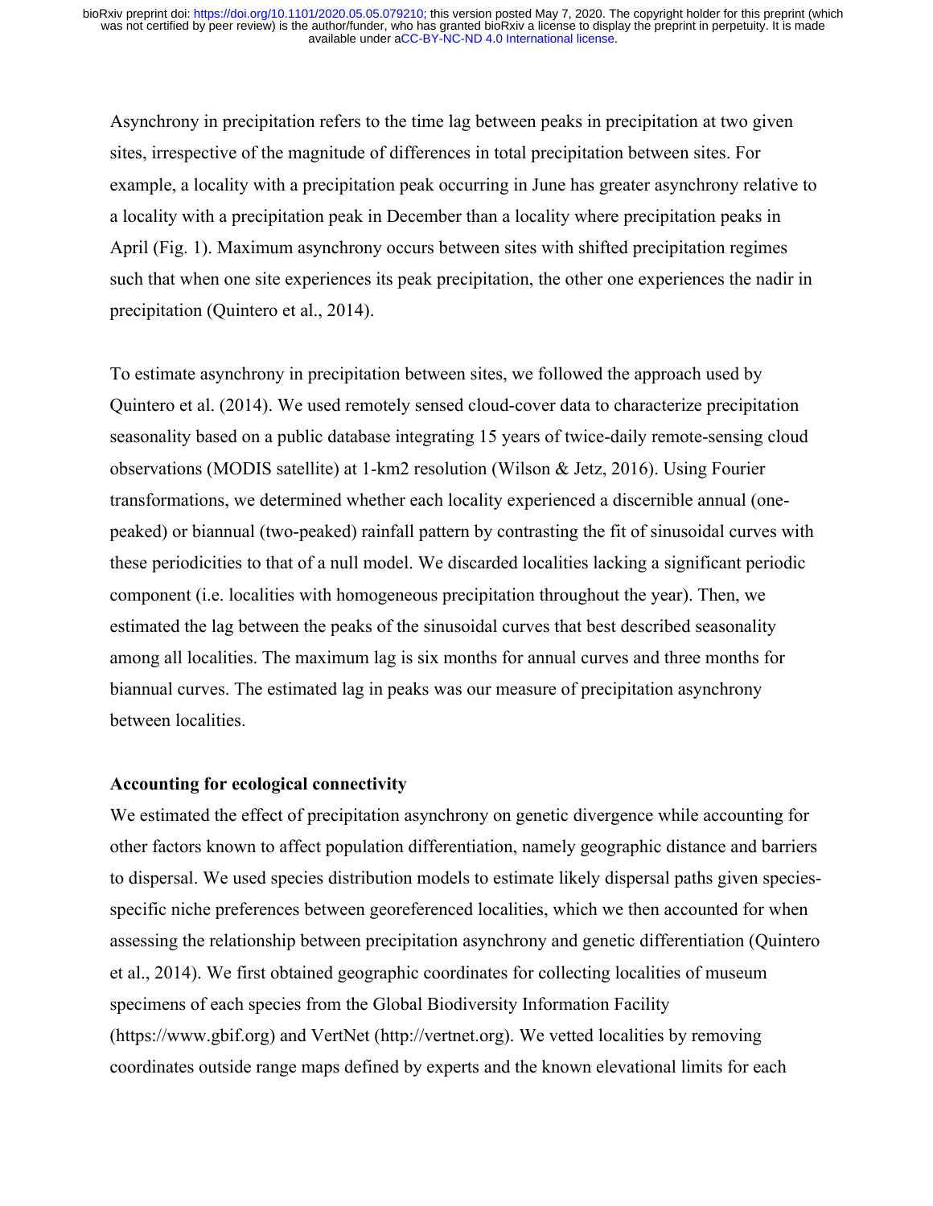Asynchrony in precipitation refers to the time lag between peaks in precipitation at two given sites, irrespective of the magnitude of differences in total precipitation between sites. For example, a locality with a precipitation peak occurring in June has greater asynchrony relative to a locality with a precipitation peak in December than a locality where precipitation peaks in April (Fig. 1). Maximum asynchrony occurs between sites with shifted precipitation regimes such that when one site experiences its peak precipitation, the other one experiences the nadir in precipitation (Quintero et al., 2014).

To estimate asynchrony in precipitation between sites, we followed the approach used by Quintero et al. (2014). We used remotely sensed cloud-cover data to characterize precipitation seasonality based on a public database integrating 15 years of twice-daily remote-sensing cloud observations (MODIS satellite) at 1-km2 resolution (Wilson & Jetz, 2016). Using Fourier transformations, we determined whether each locality experienced a discernible annual (one-peaked) or biannual (two-peaked) rainfall pattern by contrasting the fit of sinusoidal curves with these periodicities to that of a null model. We discarded localities lacking a significant periodic component (i.e. localities with homogeneous precipitation throughout the year). Then, we estimated the lag between the peaks of the sinusoidal curves that best described seasonality among all localities. The maximum lag is six months for annual curves and three months for biannual curves. The estimated lag in peaks was our measure of precipitation asynchrony between localities.

### Accounting for ecological connectivity

We estimated the effect of precipitation asynchrony on genetic divergence while accounting for other factors known to affect population differentiation, namely geographic distance and barriers to dispersal. We used species distribution models to estimate likely dispersal paths given species-specific niche preferences between georeferenced localities, which we then accounted for when assessing the relationship between precipitation asynchrony and genetic differentiation (Quintero et al., 2014). We first obtained geographic coordinates for collecting localities of museum specimens of each species from the Global Biodiversity Information Facility (https://www.gbif.org) and VertNet (http://vertnet.org). We vetted localities by removing coordinates outside range maps defined by experts and the known elevational limits for each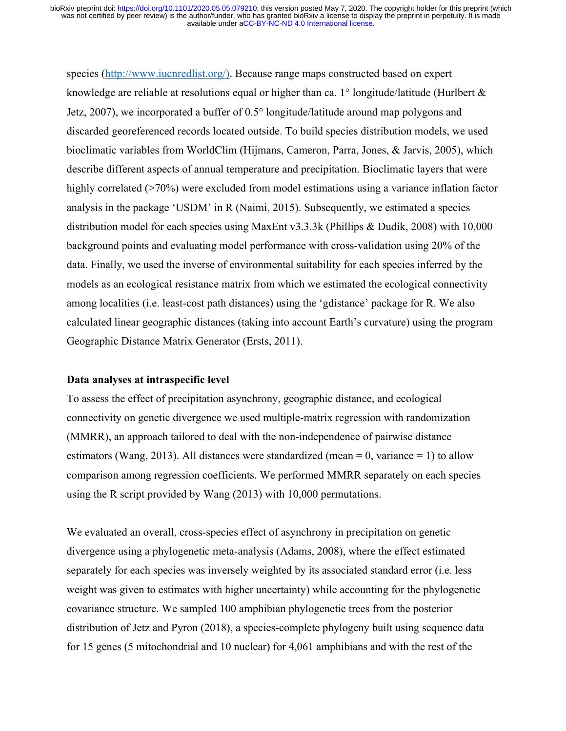species (http://www.iucnredlist.org/). Because range maps constructed based on expert knowledge are reliable at resolutions equal or higher than ca. 1° longitude/latitude (Hurlbert & Jetz, 2007), we incorporated a buffer of 0.5° longitude/latitude around map polygons and discarded georeferenced records located outside. To build species distribution models, we used bioclimatic variables from WorldClim (Hijmans, Cameron, Parra, Jones, & Jarvis, 2005), which describe different aspects of annual temperature and precipitation. Bioclimatic layers that were highly correlated (>70%) were excluded from model estimations using a variance inflation factor analysis in the package 'USDM' in R (Naimi, 2015). Subsequently, we estimated a species distribution model for each species using MaxEnt v3.3.3k (Phillips & Dudík, 2008) with 10,000 background points and evaluating model performance with cross-validation using 20% of the data. Finally, we used the inverse of environmental suitability for each species inferred by the models as an ecological resistance matrix from which we estimated the ecological connectivity among localities (i.e. least-cost path distances) using the 'gdistance' package for R. We also calculated linear geographic distances (taking into account Earth's curvature) using the program Geographic Distance Matrix Generator (Ersts, 2011).

**Data analyses at intraspecific level**

To assess the effect of precipitation asynchrony, geographic distance, and ecological connectivity on genetic divergence we used multiple-matrix regression with randomization (MMRR), an approach tailored to deal with the non-independence of pairwise distance estimators (Wang, 2013). All distances were standardized (mean = 0, variance = 1) to allow comparison among regression coefficients. We performed MMRR separately on each species using the R script provided by Wang (2013) with 10,000 permutations.

We evaluated an overall, cross-species effect of asynchrony in precipitation on genetic divergence using a phylogenetic meta-analysis (Adams, 2008), where the effect estimated separately for each species was inversely weighted by its associated standard error (i.e. less weight was given to estimates with higher uncertainty) while accounting for the phylogenetic covariance structure. We sampled 100 amphibian phylogenetic trees from the posterior distribution of Jetz and Pyron (2018), a species-complete phylogeny built using sequence data for 15 genes (5 mitochondrial and 10 nuclear) for 4,061 amphibians and with the rest of the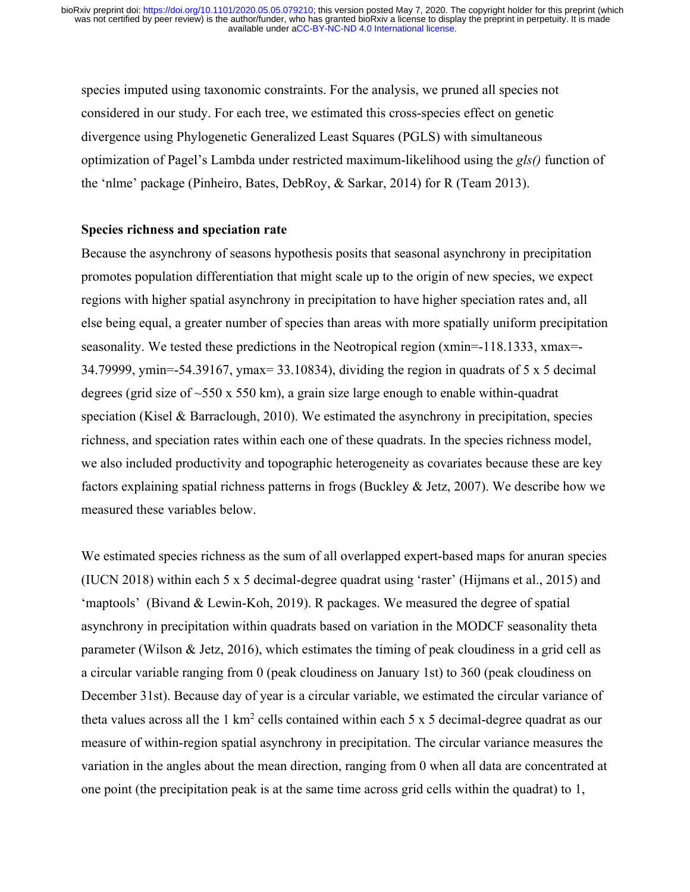species imputed using taxonomic constraints. For the analysis, we pruned all species not considered in our study. For each tree, we estimated this cross-species effect on genetic divergence using Phylogenetic Generalized Least Squares (PGLS) with simultaneous optimization of Pagel's Lambda under restricted maximum-likelihood using the *gls()* function of the 'nlme' package (Pinheiro, Bates, DebRoy, & Sarkar, 2014) for R (Team 2013).

**Species richness and speciation rate**

Because the asynchrony of seasons hypothesis posits that seasonal asynchrony in precipitation promotes population differentiation that might scale up to the origin of new species, we expect regions with higher spatial asynchrony in precipitation to have higher speciation rates and, all else being equal, a greater number of species than areas with more spatially uniform precipitation seasonality. We tested these predictions in the Neotropical region (xmin=-118.1333, xmax=-34.79999, ymin=-54.39167, ymax= 33.10834), dividing the region in quadrats of 5 x 5 decimal degrees (grid size of ~550 x 550 km), a grain size large enough to enable within-quadrat speciation (Kisel & Barraclough, 2010). We estimated the asynchrony in precipitation, species richness, and speciation rates within each one of these quadrats. In the species richness model, we also included productivity and topographic heterogeneity as covariates because these are key factors explaining spatial richness patterns in frogs (Buckley & Jetz, 2007). We describe how we measured these variables below.

We estimated species richness as the sum of all overlapped expert-based maps for anuran species (IUCN 2018) within each 5 x 5 decimal-degree quadrat using 'raster' (Hijmans et al., 2015) and 'maptools' (Bivand & Lewin-Koh, 2019). R packages. We measured the degree of spatial asynchrony in precipitation within quadrats based on variation in the MODCF seasonality theta parameter (Wilson & Jetz, 2016), which estimates the timing of peak cloudiness in a grid cell as a circular variable ranging from 0 (peak cloudiness on January 1st) to 360 (peak cloudiness on December 31st). Because day of year is a circular variable, we estimated the circular variance of theta values across all the 1 km$^2$ cells contained within each 5 x 5 decimal-degree quadrat as our measure of within-region spatial asynchrony in precipitation. The circular variance measures the variation in the angles about the mean direction, ranging from 0 when all data are concentrated at one point (the precipitation peak is at the same time across grid cells within the quadrat) to 1,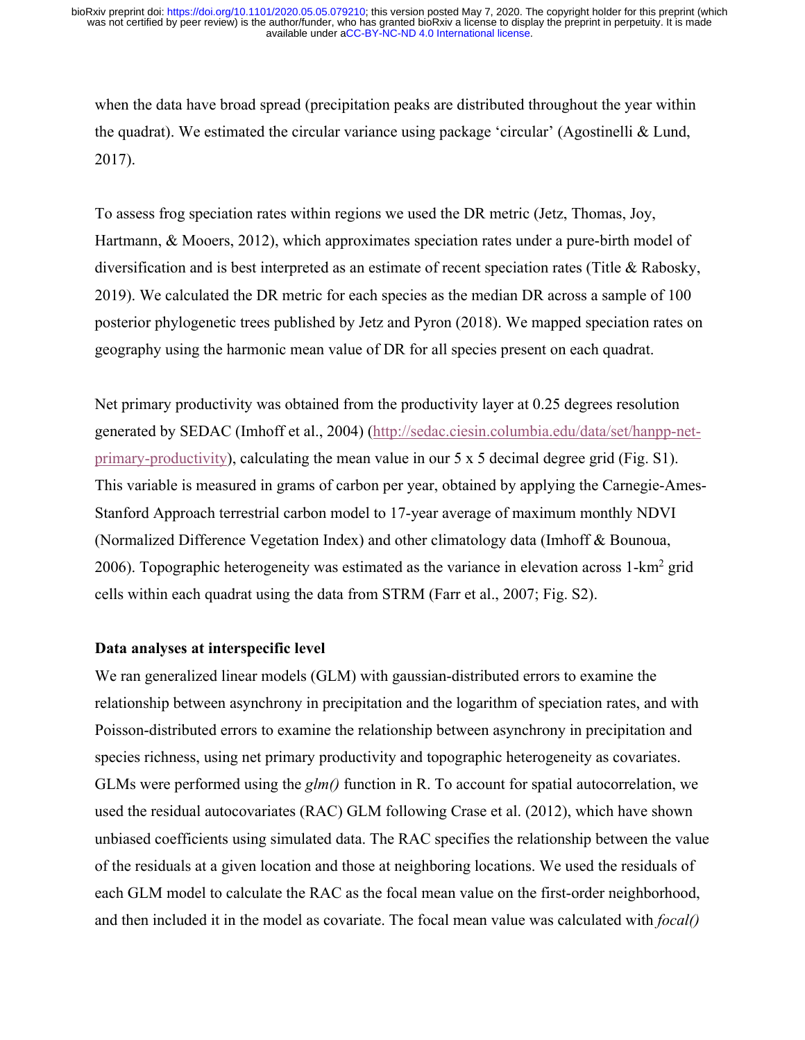when the data have broad spread (precipitation peaks are distributed throughout the year within the quadrat). We estimated the circular variance using package 'circular' (Agostinelli & Lund, 2017).

To assess frog speciation rates within regions we used the DR metric (Jetz, Thomas, Joy, Hartmann, & Mooers, 2012), which approximates speciation rates under a pure-birth model of diversification and is best interpreted as an estimate of recent speciation rates (Title & Rabosky, 2019). We calculated the DR metric for each species as the median DR across a sample of 100 posterior phylogenetic trees published by Jetz and Pyron (2018). We mapped speciation rates on geography using the harmonic mean value of DR for all species present on each quadrat.

Net primary productivity was obtained from the productivity layer at 0.25 degrees resolution generated by SEDAC (Imhoff et al., 2004) (http://sedac.ciesin.columbia.edu/data/set/hanpp-net-primary-productivity), calculating the mean value in our 5 x 5 decimal degree grid (Fig. S1). This variable is measured in grams of carbon per year, obtained by applying the Carnegie-Ames-Stanford Approach terrestrial carbon model to 17-year average of maximum monthly NDVI (Normalized Difference Vegetation Index) and other climatology data (Imhoff & Bounoua, 2006). Topographic heterogeneity was estimated as the variance in elevation across 1-km$^2$ grid cells within each quadrat using the data from STRM (Farr et al., 2007; Fig. S2).

**Data analyses at interspecific level**

We ran generalized linear models (GLM) with gaussian-distributed errors to examine the relationship between asynchrony in precipitation and the logarithm of speciation rates, and with Poisson-distributed errors to examine the relationship between asynchrony in precipitation and species richness, using net primary productivity and topographic heterogeneity as covariates. GLMs were performed using the *glm()* function in R. To account for spatial autocorrelation, we used the residual autocovariates (RAC) GLM following Crase et al. (2012), which have shown unbiased coefficients using simulated data. The RAC specifies the relationship between the value of the residuals at a given location and those at neighboring locations. We used the residuals of each GLM model to calculate the RAC as the focal mean value on the first-order neighborhood, and then included it in the model as covariate. The focal mean value was calculated with *focal()*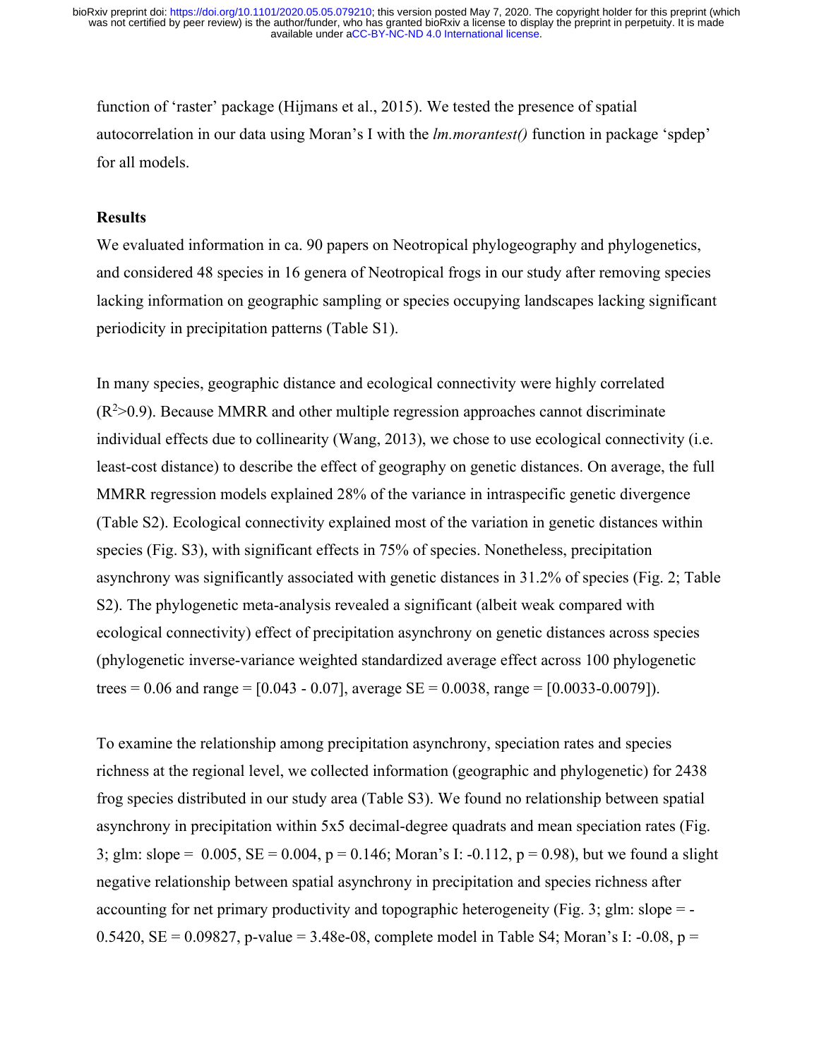function of 'raster' package (Hijmans et al., 2015). We tested the presence of spatial autocorrelation in our data using Moran's I with the *lm.morantest()* function in package 'spdep' for all models.

**Results**

We evaluated information in ca. 90 papers on Neotropical phylogeography and phylogenetics, and considered 48 species in 16 genera of Neotropical frogs in our study after removing species lacking information on geographic sampling or species occupying landscapes lacking significant periodicity in precipitation patterns (Table S1).

In many species, geographic distance and ecological connectivity were highly correlated ($R^2$>0.9). Because MMRR and other multiple regression approaches cannot discriminate individual effects due to collinearity (Wang, 2013), we chose to use ecological connectivity (i.e. least-cost distance) to describe the effect of geography on genetic distances. On average, the full MMRR regression models explained 28% of the variance in intraspecific genetic divergence (Table S2). Ecological connectivity explained most of the variation in genetic distances within species (Fig. S3), with significant effects in 75% of species. Nonetheless, precipitation asynchrony was significantly associated with genetic distances in 31.2% of species (Fig. 2; Table S2). The phylogenetic meta-analysis revealed a significant (albeit weak compared with ecological connectivity) effect of precipitation asynchrony on genetic distances across species (phylogenetic inverse-variance weighted standardized average effect across 100 phylogenetic trees = 0.06 and range = [0.043 - 0.07], average SE = 0.0038, range = [0.0033-0.0079]).

To examine the relationship among precipitation asynchrony, speciation rates and species richness at the regional level, we collected information (geographic and phylogenetic) for 2438 frog species distributed in our study area (Table S3). We found no relationship between spatial asynchrony in precipitation within 5x5 decimal-degree quadrats and mean speciation rates (Fig. 3; glm: slope = 0.005, SE = 0.004, p = 0.146; Moran's I: -0.112, p = 0.98), but we found a slight negative relationship between spatial asynchrony in precipitation and species richness after accounting for net primary productivity and topographic heterogeneity (Fig. 3; glm: slope = -0.5420, SE = 0.09827, p-value = 3.48e-08, complete model in Table S4; Moran's I: -0.08, p =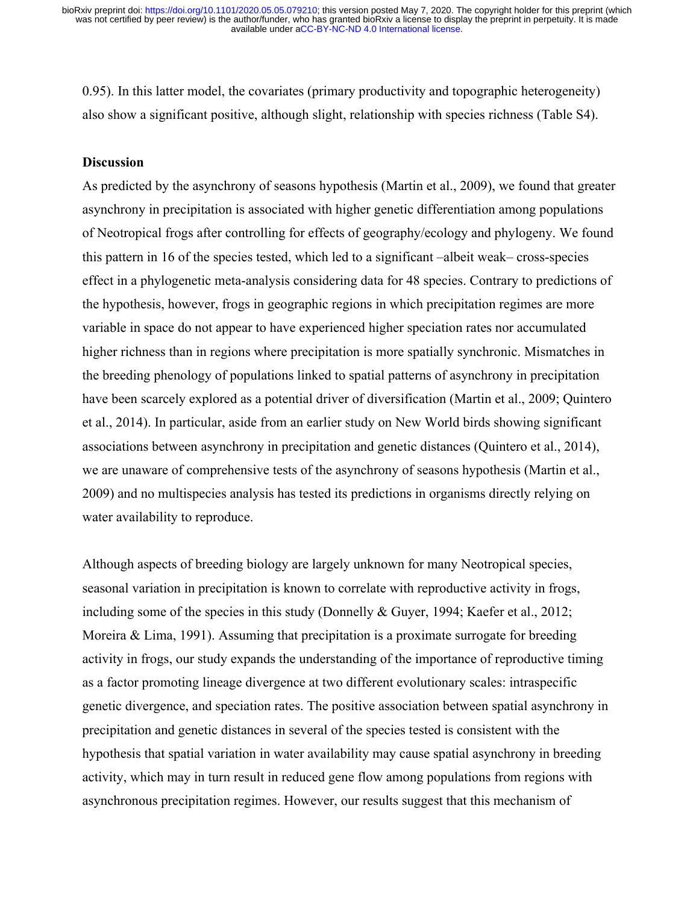0.95). In this latter model, the covariates (primary productivity and topographic heterogeneity) also show a significant positive, although slight, relationship with species richness (Table S4).

## Discussion

As predicted by the asynchrony of seasons hypothesis (Martin et al., 2009), we found that greater asynchrony in precipitation is associated with higher genetic differentiation among populations of Neotropical frogs after controlling for effects of geography/ecology and phylogeny. We found this pattern in 16 of the species tested, which led to a significant –albeit weak– cross-species effect in a phylogenetic meta-analysis considering data for 48 species. Contrary to predictions of the hypothesis, however, frogs in geographic regions in which precipitation regimes are more variable in space do not appear to have experienced higher speciation rates nor accumulated higher richness than in regions where precipitation is more spatially synchronic. Mismatches in the breeding phenology of populations linked to spatial patterns of asynchrony in precipitation have been scarcely explored as a potential driver of diversification (Martin et al., 2009; Quintero et al., 2014). In particular, aside from an earlier study on New World birds showing significant associations between asynchrony in precipitation and genetic distances (Quintero et al., 2014), we are unaware of comprehensive tests of the asynchrony of seasons hypothesis (Martin et al., 2009) and no multispecies analysis has tested its predictions in organisms directly relying on water availability to reproduce.

Although aspects of breeding biology are largely unknown for many Neotropical species, seasonal variation in precipitation is known to correlate with reproductive activity in frogs, including some of the species in this study (Donnelly & Guyer, 1994; Kaefer et al., 2012; Moreira & Lima, 1991). Assuming that precipitation is a proximate surrogate for breeding activity in frogs, our study expands the understanding of the importance of reproductive timing as a factor promoting lineage divergence at two different evolutionary scales: intraspecific genetic divergence, and speciation rates. The positive association between spatial asynchrony in precipitation and genetic distances in several of the species tested is consistent with the hypothesis that spatial variation in water availability may cause spatial asynchrony in breeding activity, which may in turn result in reduced gene flow among populations from regions with asynchronous precipitation regimes. However, our results suggest that this mechanism of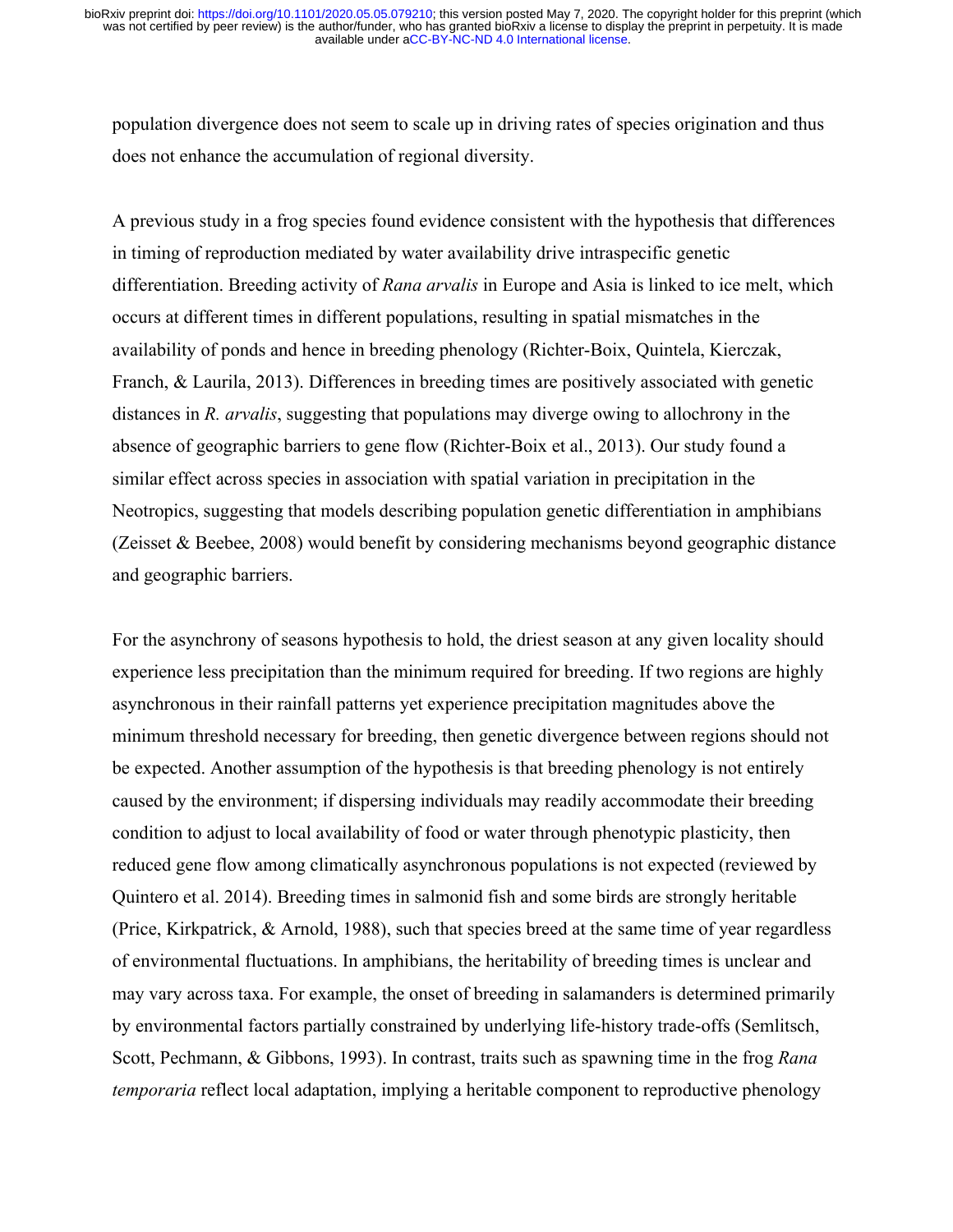population divergence does not seem to scale up in driving rates of species origination and thus does not enhance the accumulation of regional diversity.

A previous study in a frog species found evidence consistent with the hypothesis that differences in timing of reproduction mediated by water availability drive intraspecific genetic differentiation. Breeding activity of *Rana arvalis* in Europe and Asia is linked to ice melt, which occurs at different times in different populations, resulting in spatial mismatches in the availability of ponds and hence in breeding phenology (Richter-Boix, Quintela, Kierczak, Franch, & Laurila, 2013). Differences in breeding times are positively associated with genetic distances in *R. arvalis*, suggesting that populations may diverge owing to allochrony in the absence of geographic barriers to gene flow (Richter-Boix et al., 2013). Our study found a similar effect across species in association with spatial variation in precipitation in the Neotropics, suggesting that models describing population genetic differentiation in amphibians (Zeisset & Beebee, 2008) would benefit by considering mechanisms beyond geographic distance and geographic barriers.

For the asynchrony of seasons hypothesis to hold, the driest season at any given locality should experience less precipitation than the minimum required for breeding. If two regions are highly asynchronous in their rainfall patterns yet experience precipitation magnitudes above the minimum threshold necessary for breeding, then genetic divergence between regions should not be expected. Another assumption of the hypothesis is that breeding phenology is not entirely caused by the environment; if dispersing individuals may readily accommodate their breeding condition to adjust to local availability of food or water through phenotypic plasticity, then reduced gene flow among climatically asynchronous populations is not expected (reviewed by Quintero et al. 2014). Breeding times in salmonid fish and some birds are strongly heritable (Price, Kirkpatrick, & Arnold, 1988), such that species breed at the same time of year regardless of environmental fluctuations. In amphibians, the heritability of breeding times is unclear and may vary across taxa. For example, the onset of breeding in salamanders is determined primarily by environmental factors partially constrained by underlying life-history trade-offs (Semlitsch, Scott, Pechmann, & Gibbons, 1993). In contrast, traits such as spawning time in the frog *Rana temporaria* reflect local adaptation, implying a heritable component to reproductive phenology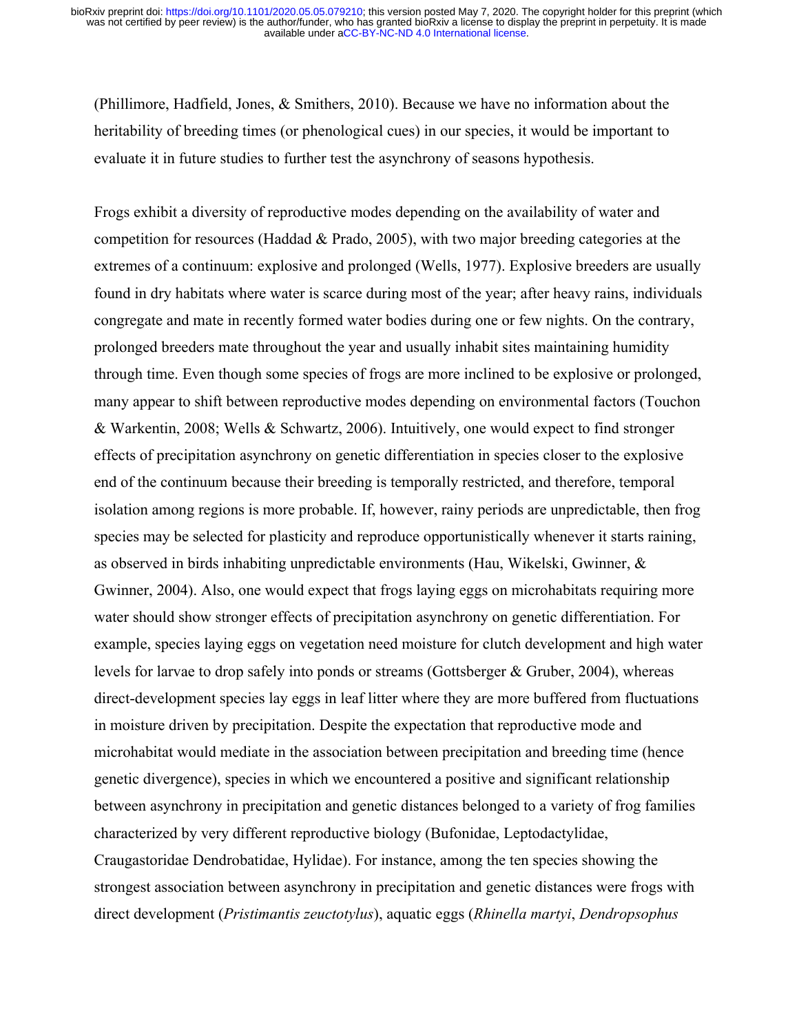(Phillimore, Hadfield, Jones, & Smithers, 2010). Because we have no information about the heritability of breeding times (or phenological cues) in our species, it would be important to evaluate it in future studies to further test the asynchrony of seasons hypothesis.

Frogs exhibit a diversity of reproductive modes depending on the availability of water and competition for resources (Haddad & Prado, 2005), with two major breeding categories at the extremes of a continuum: explosive and prolonged (Wells, 1977). Explosive breeders are usually found in dry habitats where water is scarce during most of the year; after heavy rains, individuals congregate and mate in recently formed water bodies during one or few nights. On the contrary, prolonged breeders mate throughout the year and usually inhabit sites maintaining humidity through time. Even though some species of frogs are more inclined to be explosive or prolonged, many appear to shift between reproductive modes depending on environmental factors (Touchon & Warkentin, 2008; Wells & Schwartz, 2006). Intuitively, one would expect to find stronger effects of precipitation asynchrony on genetic differentiation in species closer to the explosive end of the continuum because their breeding is temporally restricted, and therefore, temporal isolation among regions is more probable. If, however, rainy periods are unpredictable, then frog species may be selected for plasticity and reproduce opportunistically whenever it starts raining, as observed in birds inhabiting unpredictable environments (Hau, Wikelski, Gwinner, & Gwinner, 2004). Also, one would expect that frogs laying eggs on microhabitats requiring more water should show stronger effects of precipitation asynchrony on genetic differentiation. For example, species laying eggs on vegetation need moisture for clutch development and high water levels for larvae to drop safely into ponds or streams (Gottsberger & Gruber, 2004), whereas direct-development species lay eggs in leaf litter where they are more buffered from fluctuations in moisture driven by precipitation. Despite the expectation that reproductive mode and microhabitat would mediate in the association between precipitation and breeding time (hence genetic divergence), species in which we encountered a positive and significant relationship between asynchrony in precipitation and genetic distances belonged to a variety of frog families characterized by very different reproductive biology (Bufonidae, Leptodactylidae, Craugastoridae Dendrobatidae, Hylidae). For instance, among the ten species showing the strongest association between asynchrony in precipitation and genetic distances were frogs with direct development (*Pristimantis zeuctotylus*), aquatic eggs (*Rhinella martyi*, *Dendropsophus*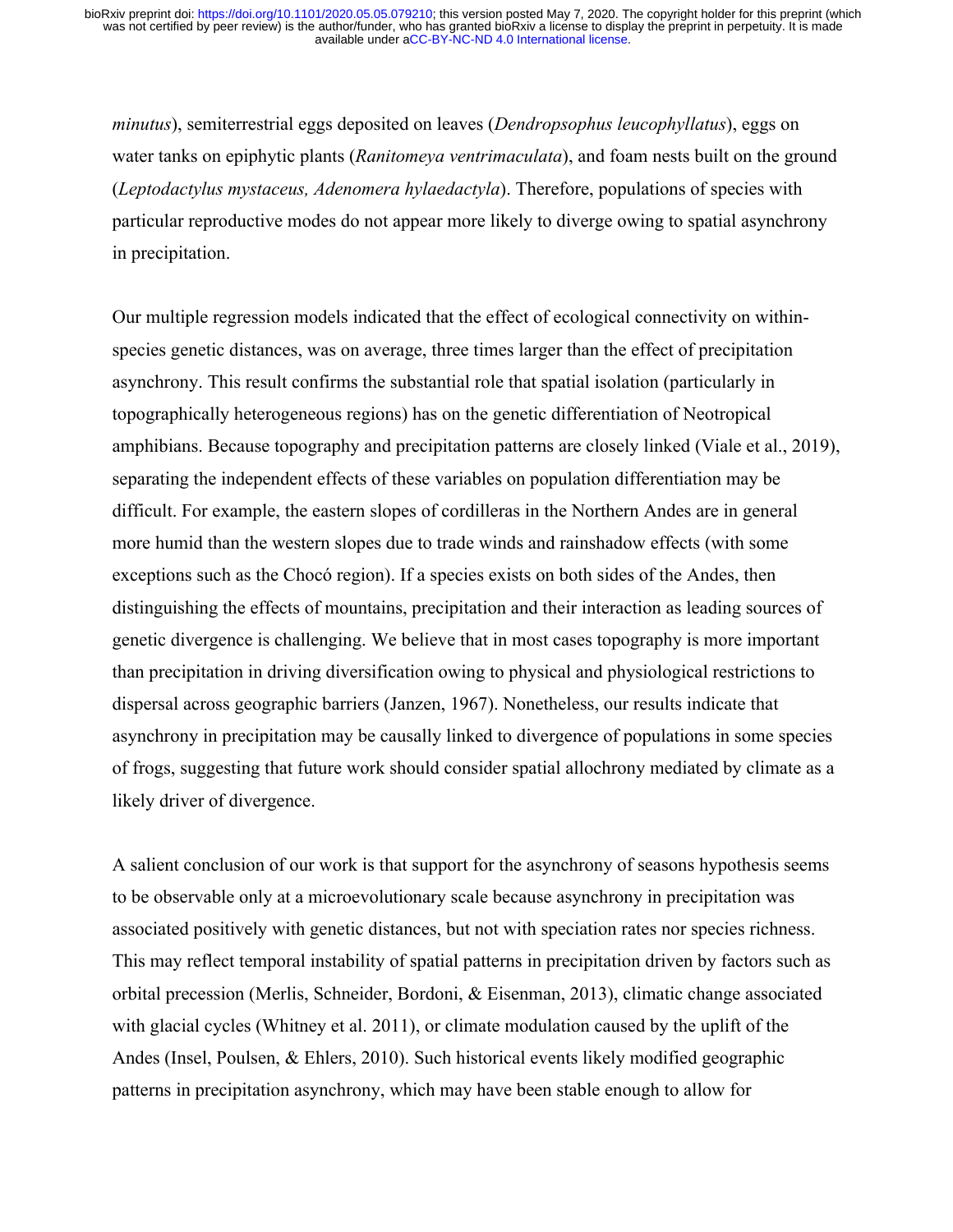*minutus*), semiterrestrial eggs deposited on leaves (*Dendropsophus leucophyllatus*), eggs on water tanks on epiphytic plants (*Ranitomeya ventrimaculata*), and foam nests built on the ground (*Leptodactylus mystaceus, Adenomera hylaedactyla*). Therefore, populations of species with particular reproductive modes do not appear more likely to diverge owing to spatial asynchrony in precipitation.

Our multiple regression models indicated that the effect of ecological connectivity on within-species genetic distances, was on average, three times larger than the effect of precipitation asynchrony. This result confirms the substantial role that spatial isolation (particularly in topographically heterogeneous regions) has on the genetic differentiation of Neotropical amphibians. Because topography and precipitation patterns are closely linked (Viale et al., 2019), separating the independent effects of these variables on population differentiation may be difficult. For example, the eastern slopes of cordilleras in the Northern Andes are in general more humid than the western slopes due to trade winds and rainshadow effects (with some exceptions such as the Chocó region). If a species exists on both sides of the Andes, then distinguishing the effects of mountains, precipitation and their interaction as leading sources of genetic divergence is challenging. We believe that in most cases topography is more important than precipitation in driving diversification owing to physical and physiological restrictions to dispersal across geographic barriers (Janzen, 1967). Nonetheless, our results indicate that asynchrony in precipitation may be causally linked to divergence of populations in some species of frogs, suggesting that future work should consider spatial allochrony mediated by climate as a likely driver of divergence.

A salient conclusion of our work is that support for the asynchrony of seasons hypothesis seems to be observable only at a microevolutionary scale because asynchrony in precipitation was associated positively with genetic distances, but not with speciation rates nor species richness. This may reflect temporal instability of spatial patterns in precipitation driven by factors such as orbital precession (Merlis, Schneider, Bordoni, & Eisenman, 2013), climatic change associated with glacial cycles (Whitney et al. 2011), or climate modulation caused by the uplift of the Andes (Insel, Poulsen, & Ehlers, 2010). Such historical events likely modified geographic patterns in precipitation asynchrony, which may have been stable enough to allow for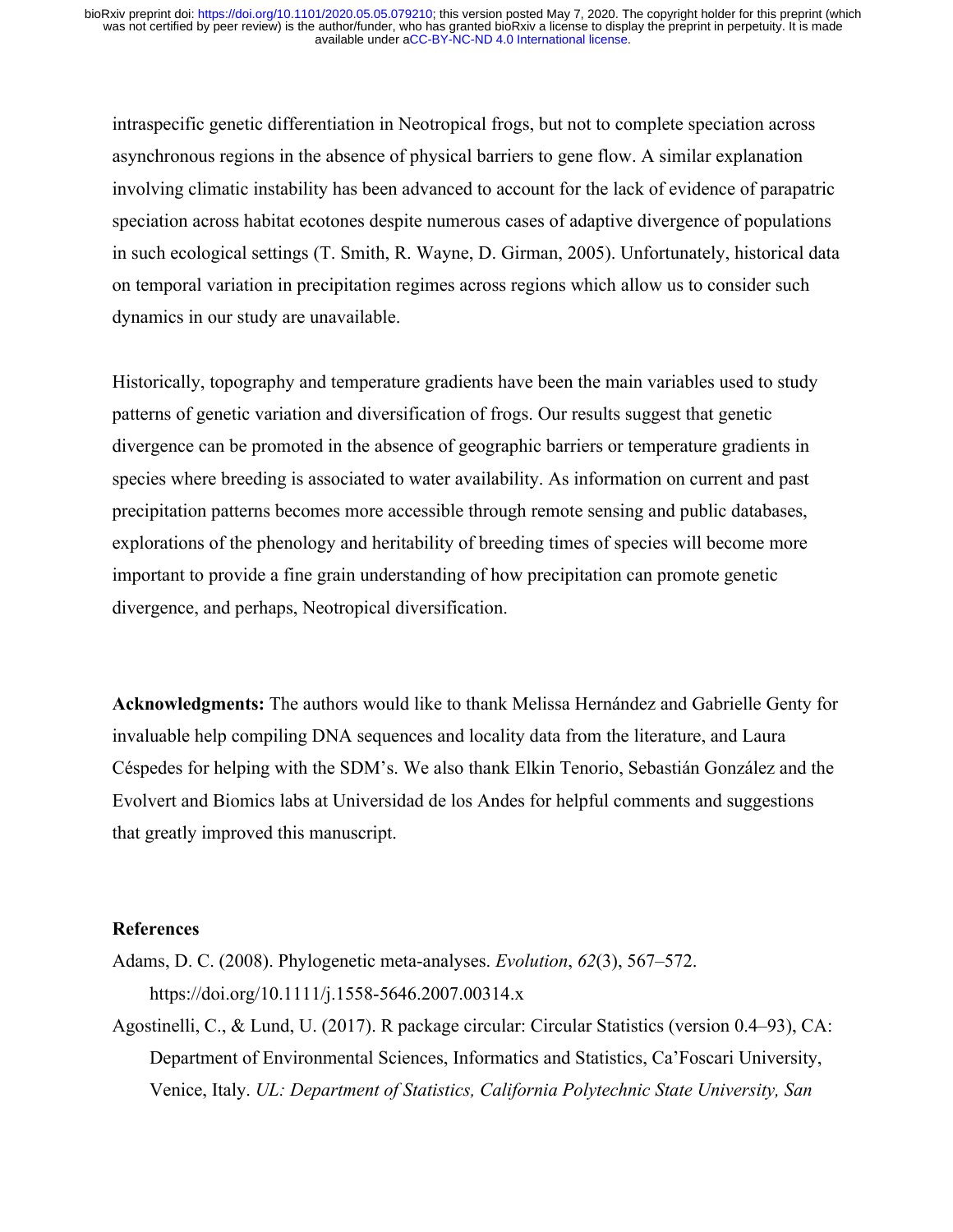intraspecific genetic differentiation in Neotropical frogs, but not to complete speciation across asynchronous regions in the absence of physical barriers to gene flow. A similar explanation involving climatic instability has been advanced to account for the lack of evidence of parapatric speciation across habitat ecotones despite numerous cases of adaptive divergence of populations in such ecological settings (T. Smith, R. Wayne, D. Girman, 2005). Unfortunately, historical data on temporal variation in precipitation regimes across regions which allow us to consider such dynamics in our study are unavailable.

Historically, topography and temperature gradients have been the main variables used to study patterns of genetic variation and diversification of frogs. Our results suggest that genetic divergence can be promoted in the absence of geographic barriers or temperature gradients in species where breeding is associated to water availability. As information on current and past precipitation patterns becomes more accessible through remote sensing and public databases, explorations of the phenology and heritability of breeding times of species will become more important to provide a fine grain understanding of how precipitation can promote genetic divergence, and perhaps, Neotropical diversification.

**Acknowledgments:** The authors would like to thank Melissa Hernández and Gabrielle Genty for invaluable help compiling DNA sequences and locality data from the literature, and Laura Céspedes for helping with the SDM's. We also thank Elkin Tenorio, Sebastián González and the Evolvert and Biomics labs at Universidad de los Andes for helpful comments and suggestions that greatly improved this manuscript.

## References

Adams, D. C. (2008). Phylogenetic meta-analyses. *Evolution*, *62*(3), 567–572. https://doi.org/10.1111/j.1558-5646.2007.00314.x

Agostinelli, C., & Lund, U. (2017). R package circular: Circular Statistics (version 0.4–93), CA: Department of Environmental Sciences, Informatics and Statistics, Ca'Foscari University, Venice, Italy. *UL: Department of Statistics, California Polytechnic State University, San*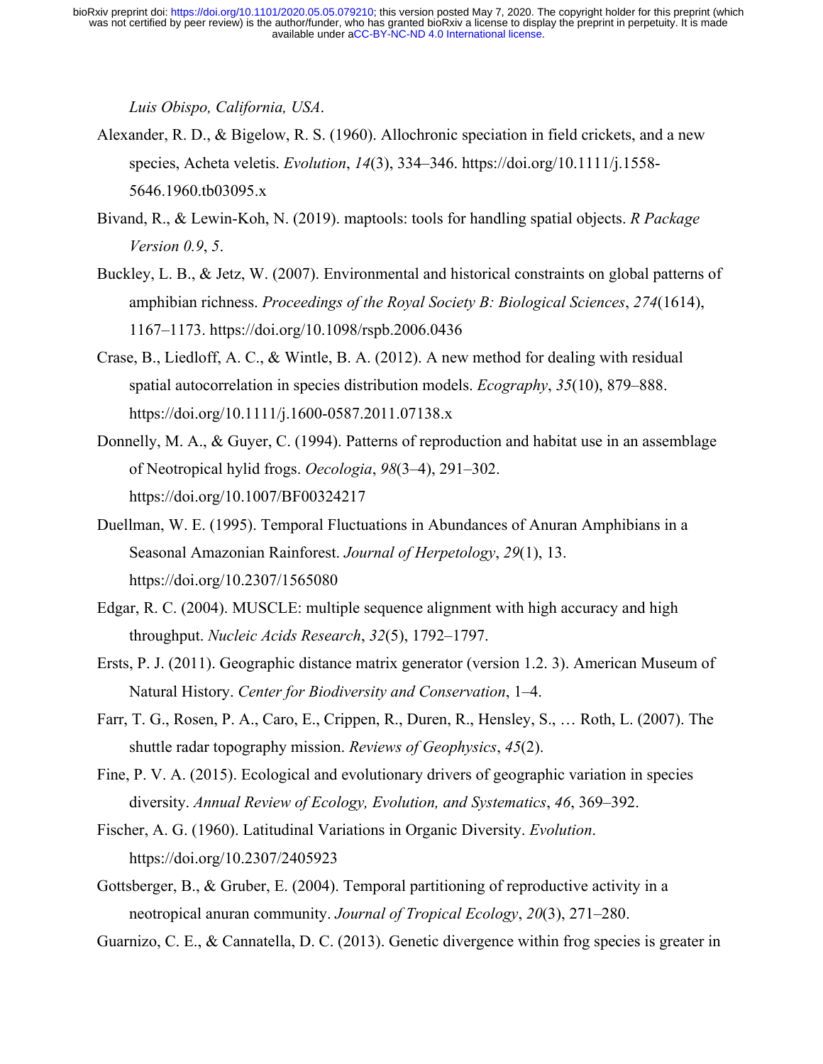*Luis Obispo, California, USA*.

Alexander, R. D., & Bigelow, R. S. (1960). Allochronic speciation in field crickets, and a new species, Acheta veletis. *Evolution*, *14*(3), 334–346. https://doi.org/10.1111/j.1558-5646.1960.tb03095.x

Bivand, R., & Lewin-Koh, N. (2019). maptools: tools for handling spatial objects. *R Package Version 0.9*, *5*.

Buckley, L. B., & Jetz, W. (2007). Environmental and historical constraints on global patterns of amphibian richness. *Proceedings of the Royal Society B: Biological Sciences*, *274*(1614), 1167–1173. https://doi.org/10.1098/rspb.2006.0436

Crase, B., Liedloff, A. C., & Wintle, B. A. (2012). A new method for dealing with residual spatial autocorrelation in species distribution models. *Ecography*, *35*(10), 879–888. https://doi.org/10.1111/j.1600-0587.2011.07138.x

Donnelly, M. A., & Guyer, C. (1994). Patterns of reproduction and habitat use in an assemblage of Neotropical hylid frogs. *Oecologia*, *98*(3–4), 291–302. https://doi.org/10.1007/BF00324217

Duellman, W. E. (1995). Temporal Fluctuations in Abundances of Anuran Amphibians in a Seasonal Amazonian Rainforest. *Journal of Herpetology*, *29*(1), 13. https://doi.org/10.2307/1565080

Edgar, R. C. (2004). MUSCLE: multiple sequence alignment with high accuracy and high throughput. *Nucleic Acids Research*, *32*(5), 1792–1797.

Ersts, P. J. (2011). Geographic distance matrix generator (version 1.2. 3). American Museum of Natural History. *Center for Biodiversity and Conservation*, 1–4.

Farr, T. G., Rosen, P. A., Caro, E., Crippen, R., Duren, R., Hensley, S., … Roth, L. (2007). The shuttle radar topography mission. *Reviews of Geophysics*, *45*(2).

Fine, P. V. A. (2015). Ecological and evolutionary drivers of geographic variation in species diversity. *Annual Review of Ecology, Evolution, and Systematics*, *46*, 369–392.

Fischer, A. G. (1960). Latitudinal Variations in Organic Diversity. *Evolution*. https://doi.org/10.2307/2405923

Gottsberger, B., & Gruber, E. (2004). Temporal partitioning of reproductive activity in a neotropical anuran community. *Journal of Tropical Ecology*, *20*(3), 271–280.

Guarnizo, C. E., & Cannatella, D. C. (2013). Genetic divergence within frog species is greater in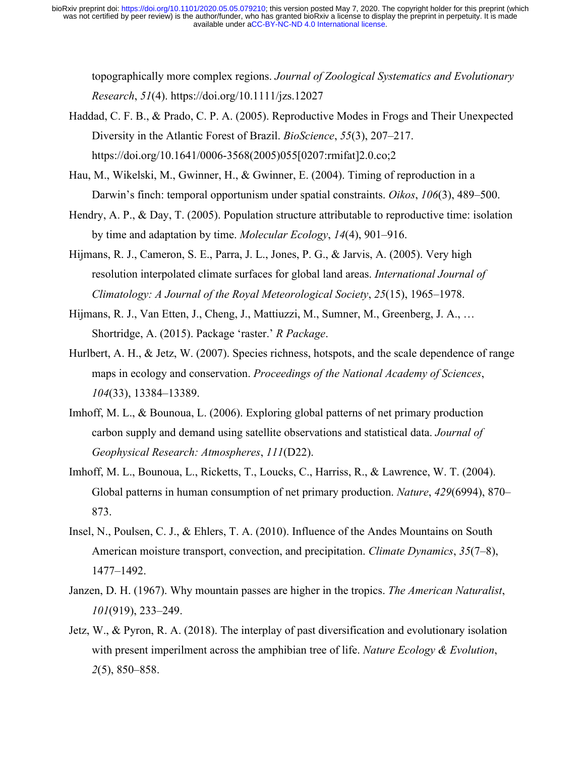topographically more complex regions. *Journal of Zoological Systematics and Evolutionary Research*, *51*(4). https://doi.org/10.1111/jzs.12027

Haddad, C. F. B., & Prado, C. P. A. (2005). Reproductive Modes in Frogs and Their Unexpected Diversity in the Atlantic Forest of Brazil. *BioScience*, *55*(3), 207–217. https://doi.org/10.1641/0006-3568(2005)055[0207:rmifat]2.0.co;2

Hau, M., Wikelski, M., Gwinner, H., & Gwinner, E. (2004). Timing of reproduction in a Darwin's finch: temporal opportunism under spatial constraints. *Oikos*, *106*(3), 489–500.

Hendry, A. P., & Day, T. (2005). Population structure attributable to reproductive time: isolation by time and adaptation by time. *Molecular Ecology*, *14*(4), 901–916.

Hijmans, R. J., Cameron, S. E., Parra, J. L., Jones, P. G., & Jarvis, A. (2005). Very high resolution interpolated climate surfaces for global land areas. *International Journal of Climatology: A Journal of the Royal Meteorological Society*, *25*(15), 1965–1978.

Hijmans, R. J., Van Etten, J., Cheng, J., Mattiuzzi, M., Sumner, M., Greenberg, J. A., … Shortridge, A. (2015). Package 'raster.' *R Package*.

Hurlbert, A. H., & Jetz, W. (2007). Species richness, hotspots, and the scale dependence of range maps in ecology and conservation. *Proceedings of the National Academy of Sciences*, *104*(33), 13384–13389.

Imhoff, M. L., & Bounoua, L. (2006). Exploring global patterns of net primary production carbon supply and demand using satellite observations and statistical data. *Journal of Geophysical Research: Atmospheres*, *111*(D22).

Imhoff, M. L., Bounoua, L., Ricketts, T., Loucks, C., Harriss, R., & Lawrence, W. T. (2004). Global patterns in human consumption of net primary production. *Nature*, *429*(6994), 870–873.

Insel, N., Poulsen, C. J., & Ehlers, T. A. (2010). Influence of the Andes Mountains on South American moisture transport, convection, and precipitation. *Climate Dynamics*, *35*(7–8), 1477–1492.

Janzen, D. H. (1967). Why mountain passes are higher in the tropics. *The American Naturalist*, *101*(919), 233–249.

Jetz, W., & Pyron, R. A. (2018). The interplay of past diversification and evolutionary isolation with present imperilment across the amphibian tree of life. *Nature Ecology & Evolution*, *2*(5), 850–858.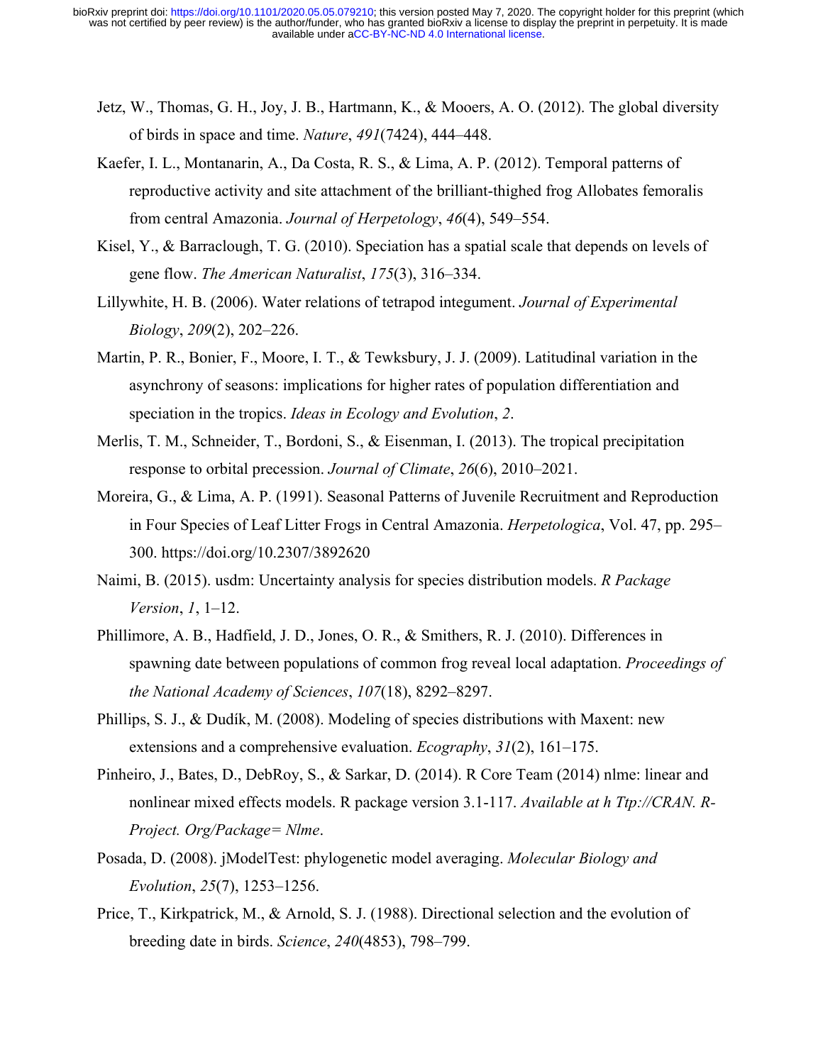Jetz, W., Thomas, G. H., Joy, J. B., Hartmann, K., & Mooers, A. O. (2012). The global diversity of birds in space and time. *Nature*, *491*(7424), 444–448.

Kaefer, I. L., Montanarin, A., Da Costa, R. S., & Lima, A. P. (2012). Temporal patterns of reproductive activity and site attachment of the brilliant-thighed frog Allobates femoralis from central Amazonia. *Journal of Herpetology*, *46*(4), 549–554.

Kisel, Y., & Barraclough, T. G. (2010). Speciation has a spatial scale that depends on levels of gene flow. *The American Naturalist*, *175*(3), 316–334.

Lillywhite, H. B. (2006). Water relations of tetrapod integument. *Journal of Experimental Biology*, *209*(2), 202–226.

Martin, P. R., Bonier, F., Moore, I. T., & Tewksbury, J. J. (2009). Latitudinal variation in the asynchrony of seasons: implications for higher rates of population differentiation and speciation in the tropics. *Ideas in Ecology and Evolution*, *2*.

Merlis, T. M., Schneider, T., Bordoni, S., & Eisenman, I. (2013). The tropical precipitation response to orbital precession. *Journal of Climate*, *26*(6), 2010–2021.

Moreira, G., & Lima, A. P. (1991). Seasonal Patterns of Juvenile Recruitment and Reproduction in Four Species of Leaf Litter Frogs in Central Amazonia. *Herpetologica*, Vol. 47, pp. 295–300. https://doi.org/10.2307/3892620

Naimi, B. (2015). usdm: Uncertainty analysis for species distribution models. *R Package Version*, *1*, 1–12.

Phillimore, A. B., Hadfield, J. D., Jones, O. R., & Smithers, R. J. (2010). Differences in spawning date between populations of common frog reveal local adaptation. *Proceedings of the National Academy of Sciences*, *107*(18), 8292–8297.

Phillips, S. J., & Dudík, M. (2008). Modeling of species distributions with Maxent: new extensions and a comprehensive evaluation. *Ecography*, *31*(2), 161–175.

Pinheiro, J., Bates, D., DebRoy, S., & Sarkar, D. (2014). R Core Team (2014) nlme: linear and nonlinear mixed effects models. R package version 3.1-117. *Available at h Ttp://CRAN. R-Project. Org/Package= Nlme*.

Posada, D. (2008). jModelTest: phylogenetic model averaging. *Molecular Biology and Evolution*, *25*(7), 1253–1256.

Price, T., Kirkpatrick, M., & Arnold, S. J. (1988). Directional selection and the evolution of breeding date in birds. *Science*, *240*(4853), 798–799.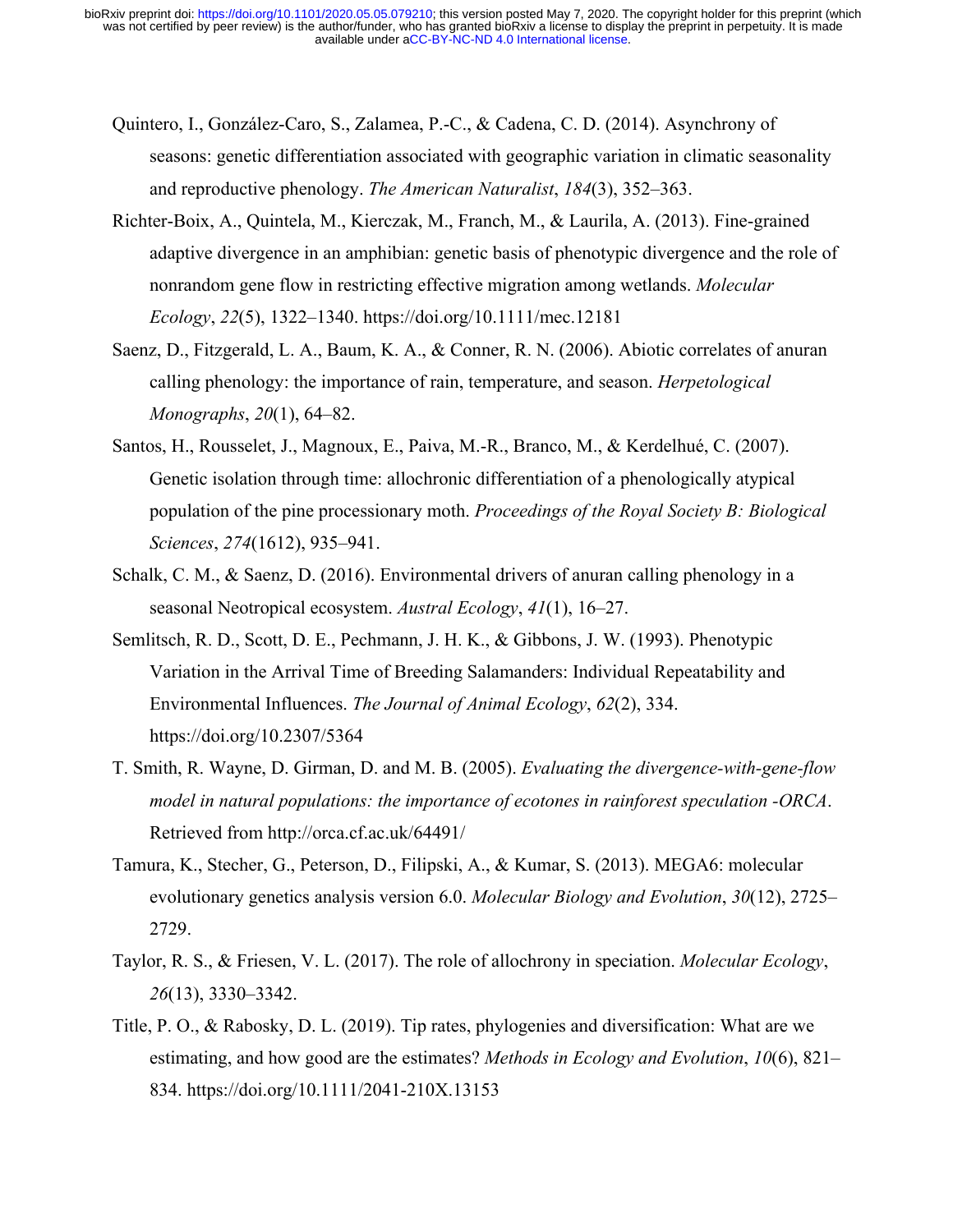Quintero, I., González-Caro, S., Zalamea, P.-C., & Cadena, C. D. (2014). Asynchrony of seasons: genetic differentiation associated with geographic variation in climatic seasonality and reproductive phenology. *The American Naturalist*, *184*(3), 352–363.

Richter-Boix, A., Quintela, M., Kierczak, M., Franch, M., & Laurila, A. (2013). Fine-grained adaptive divergence in an amphibian: genetic basis of phenotypic divergence and the role of nonrandom gene flow in restricting effective migration among wetlands. *Molecular Ecology*, *22*(5), 1322–1340. https://doi.org/10.1111/mec.12181

Saenz, D., Fitzgerald, L. A., Baum, K. A., & Conner, R. N. (2006). Abiotic correlates of anuran calling phenology: the importance of rain, temperature, and season. *Herpetological Monographs*, *20*(1), 64–82.

Santos, H., Rousselet, J., Magnoux, E., Paiva, M.-R., Branco, M., & Kerdelhué, C. (2007). Genetic isolation through time: allochronic differentiation of a phenologically atypical population of the pine processionary moth. *Proceedings of the Royal Society B: Biological Sciences*, *274*(1612), 935–941.

Schalk, C. M., & Saenz, D. (2016). Environmental drivers of anuran calling phenology in a seasonal Neotropical ecosystem. *Austral Ecology*, *41*(1), 16–27.

Semlitsch, R. D., Scott, D. E., Pechmann, J. H. K., & Gibbons, J. W. (1993). Phenotypic Variation in the Arrival Time of Breeding Salamanders: Individual Repeatability and Environmental Influences. *The Journal of Animal Ecology*, *62*(2), 334. https://doi.org/10.2307/5364

T. Smith, R. Wayne, D. Girman, D. and M. B. (2005). *Evaluating the divergence-with-gene-flow model in natural populations: the importance of ecotones in rainforest speculation -ORCA*. Retrieved from http://orca.cf.ac.uk/64491/

Tamura, K., Stecher, G., Peterson, D., Filipski, A., & Kumar, S. (2013). MEGA6: molecular evolutionary genetics analysis version 6.0. *Molecular Biology and Evolution*, *30*(12), 2725–2729.

Taylor, R. S., & Friesen, V. L. (2017). The role of allochrony in speciation. *Molecular Ecology*, *26*(13), 3330–3342.

Title, P. O., & Rabosky, D. L. (2019). Tip rates, phylogenies and diversification: What are we estimating, and how good are the estimates? *Methods in Ecology and Evolution*, *10*(6), 821–834. https://doi.org/10.1111/2041-210X.13153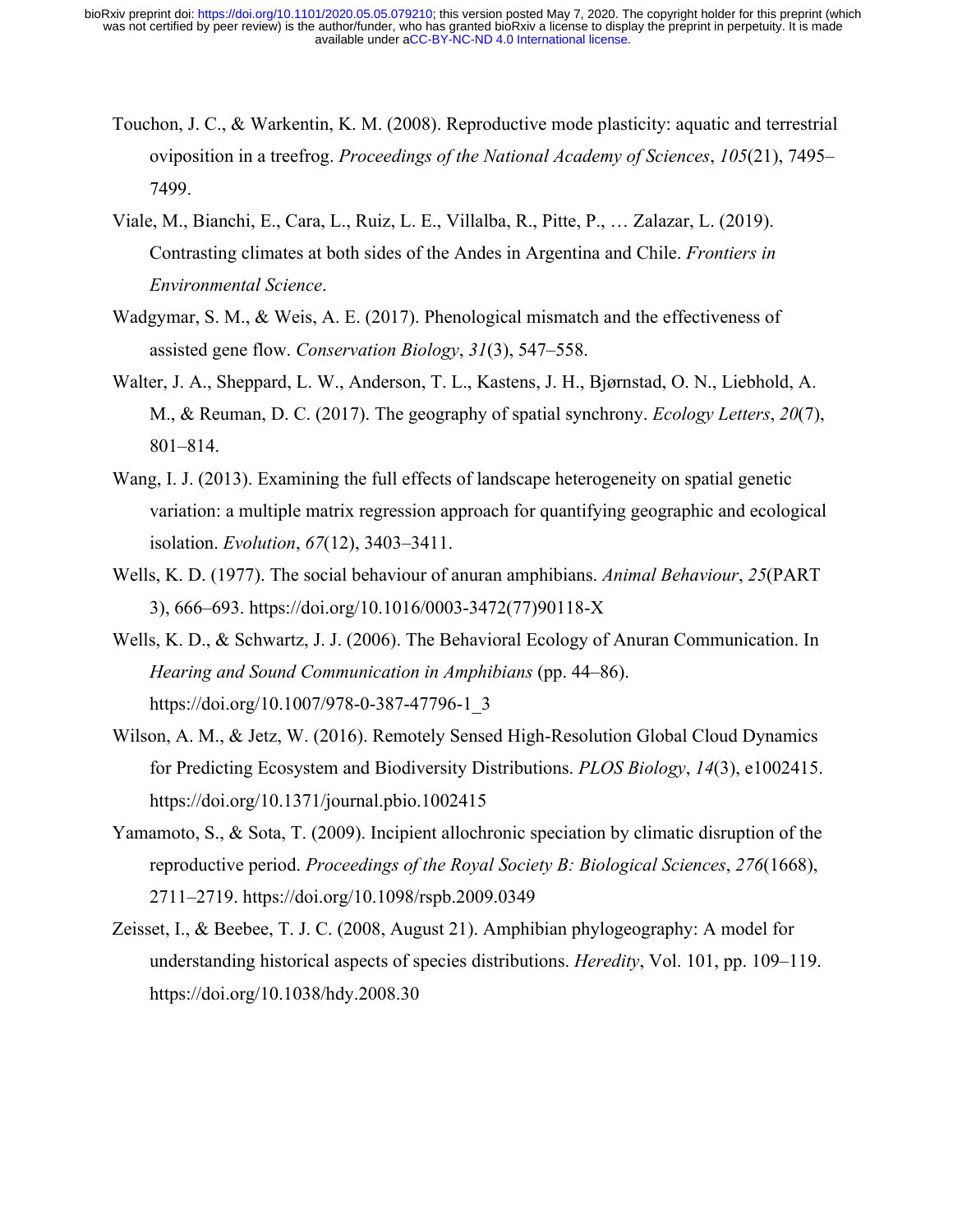Touchon, J. C., & Warkentin, K. M. (2008). Reproductive mode plasticity: aquatic and terrestrial oviposition in a treefrog. *Proceedings of the National Academy of Sciences*, *105*(21), 7495–7499.

Viale, M., Bianchi, E., Cara, L., Ruiz, L. E., Villalba, R., Pitte, P., … Zalazar, L. (2019). Contrasting climates at both sides of the Andes in Argentina and Chile. *Frontiers in Environmental Science*.

Wadgymar, S. M., & Weis, A. E. (2017). Phenological mismatch and the effectiveness of assisted gene flow. *Conservation Biology*, *31*(3), 547–558.

Walter, J. A., Sheppard, L. W., Anderson, T. L., Kastens, J. H., Bjørnstad, O. N., Liebhold, A. M., & Reuman, D. C. (2017). The geography of spatial synchrony. *Ecology Letters*, *20*(7), 801–814.

Wang, I. J. (2013). Examining the full effects of landscape heterogeneity on spatial genetic variation: a multiple matrix regression approach for quantifying geographic and ecological isolation. *Evolution*, *67*(12), 3403–3411.

Wells, K. D. (1977). The social behaviour of anuran amphibians. *Animal Behaviour*, *25*(PART 3), 666–693. https://doi.org/10.1016/0003-3472(77)90118-X

Wells, K. D., & Schwartz, J. J. (2006). The Behavioral Ecology of Anuran Communication. In *Hearing and Sound Communication in Amphibians* (pp. 44–86). https://doi.org/10.1007/978-0-387-47796-1_3

Wilson, A. M., & Jetz, W. (2016). Remotely Sensed High-Resolution Global Cloud Dynamics for Predicting Ecosystem and Biodiversity Distributions. *PLOS Biology*, *14*(3), e1002415. https://doi.org/10.1371/journal.pbio.1002415

Yamamoto, S., & Sota, T. (2009). Incipient allochronic speciation by climatic disruption of the reproductive period. *Proceedings of the Royal Society B: Biological Sciences*, *276*(1668), 2711–2719. https://doi.org/10.1098/rspb.2009.0349

Zeisset, I., & Beebee, T. J. C. (2008, August 21). Amphibian phylogeography: A model for understanding historical aspects of species distributions. *Heredity*, Vol. 101, pp. 109–119. https://doi.org/10.1038/hdy.2008.30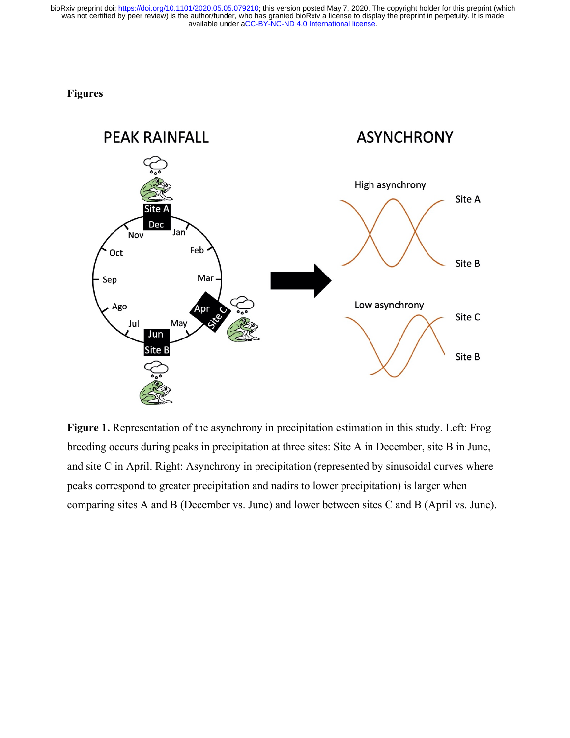# Figures

**Figure 1.** Representation of the asynchrony in precipitation estimation in this study. Left: Frog breeding occurs during peaks in precipitation at three sites: Site A in December, site B in June, and site C in April. Right: Asynchrony in precipitation (represented by sinusoidal curves where peaks correspond to greater precipitation and nadirs to lower precipitation) is larger when comparing sites A and B (December vs. June) and lower between sites C and B (April vs. June).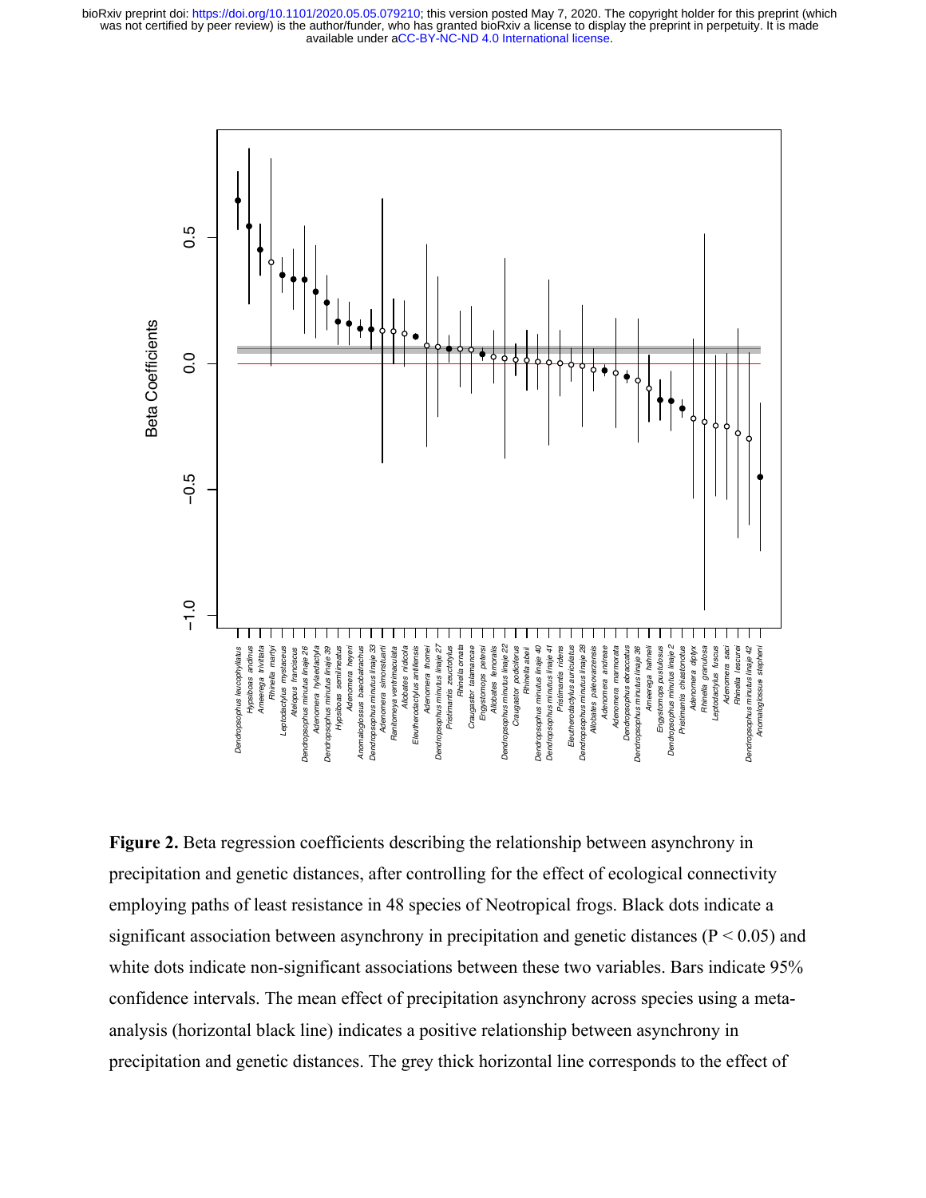**Figure 2.** Beta regression coefficients describing the relationship between asynchrony in precipitation and genetic distances, after controlling for the effect of ecological connectivity employing paths of least resistance in 48 species of Neotropical frogs. Black dots indicate a significant association between asynchrony in precipitation and genetic distances ($P < 0.05$) and white dots indicate non-significant associations between these two variables. Bars indicate 95% confidence intervals. The mean effect of precipitation asynchrony across species using a meta-analysis (horizontal black line) indicates a positive relationship between asynchrony in precipitation and genetic distances. The grey thick horizontal line corresponds to the effect of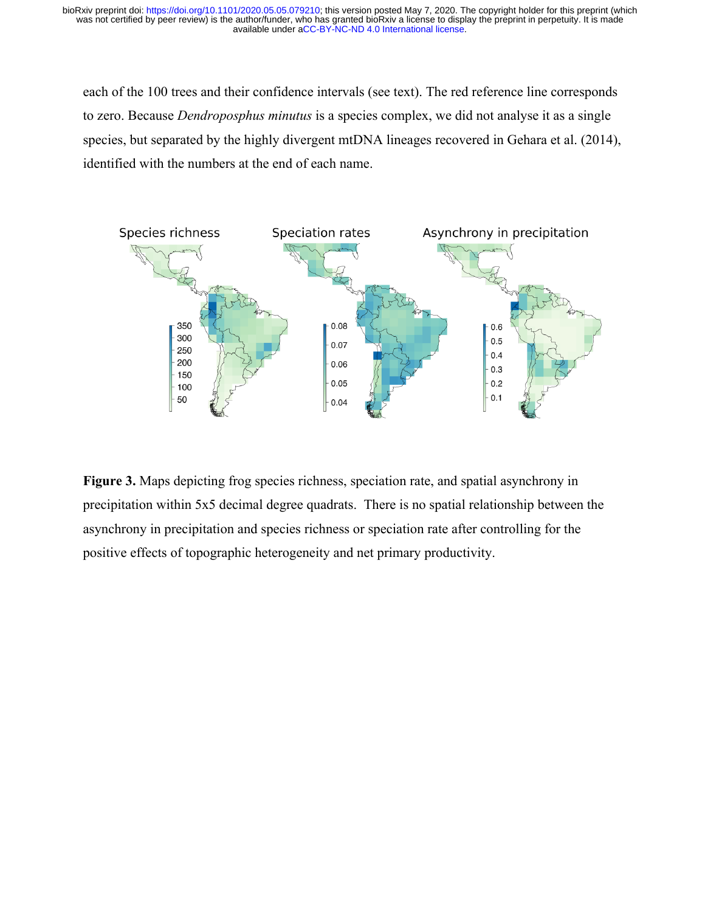each of the 100 trees and their confidence intervals (see text). The red reference line corresponds to zero. Because *Dendroposphus minutus* is a species complex, we did not analyse it as a single species, but separated by the highly divergent mtDNA lineages recovered in Gehara et al. (2014), identified with the numbers at the end of each name.

Species richness

350
300
250
200
150
100
50

Speciation rates

0.08
0.07
0.06
0.05
0.04

Asynchrony in precipitation

0.6
0.5
0.4
0.3
0.2
0.1

**Figure 3.** Maps depicting frog species richness, speciation rate, and spatial asynchrony in precipitation within 5x5 decimal degree quadrats. There is no spatial relationship between the asynchrony in precipitation and species richness or speciation rate after controlling for the positive effects of topographic heterogeneity and net primary productivity.